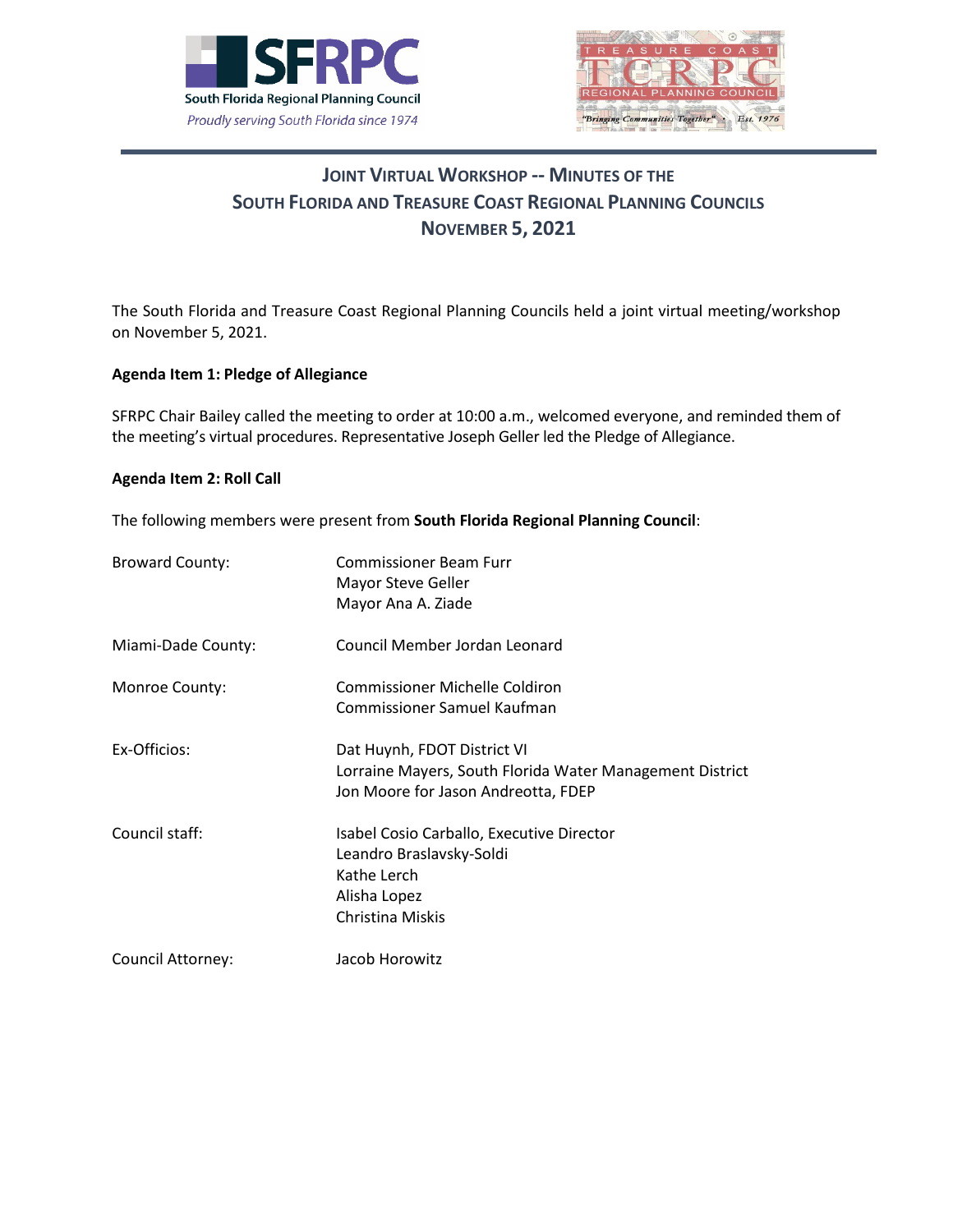SFRPC South Florida Regional Planning Council
*Proudly serving South Florida since 1974*

TREASURE COAST TCRPC REGIONAL PLANNING COUNCIL
*"Bringing Communities Together"* Est. 1976

# JOINT VIRTUAL WORKSHOP -- MINUTES OF THE SOUTH FLORIDA AND TREASURE COAST REGIONAL PLANNING COUNCILS NOVEMBER 5, 2021

The South Florida and Treasure Coast Regional Planning Councils held a joint virtual meeting/workshop on November 5, 2021.

**Agenda Item 1: Pledge of Allegiance**

SFRPC Chair Bailey called the meeting to order at 10:00 a.m., welcomed everyone, and reminded them of the meeting's virtual procedures. Representative Joseph Geller led the Pledge of Allegiance.

**Agenda Item 2: Roll Call**

The following members were present from **South Florida Regional Planning Council**:

| | |
|---|---|
| Broward County: | Commissioner Beam Furr<br>Mayor Steve Geller<br>Mayor Ana A. Ziade |
| Miami-Dade County: | Council Member Jordan Leonard |
| Monroe County: | Commissioner Michelle Coldiron<br>Commissioner Samuel Kaufman |
| Ex-Officios: | Dat Huynh, FDOT District VI<br>Lorraine Mayers, South Florida Water Management District<br>Jon Moore for Jason Andreotta, FDEP |
| Council staff: | Isabel Cosio Carballo, Executive Director<br>Leandro Braslavsky-Soldi<br>Kathe Lerch<br>Alisha Lopez<br>Christina Miskis |
| Council Attorney: | Jacob Horowitz |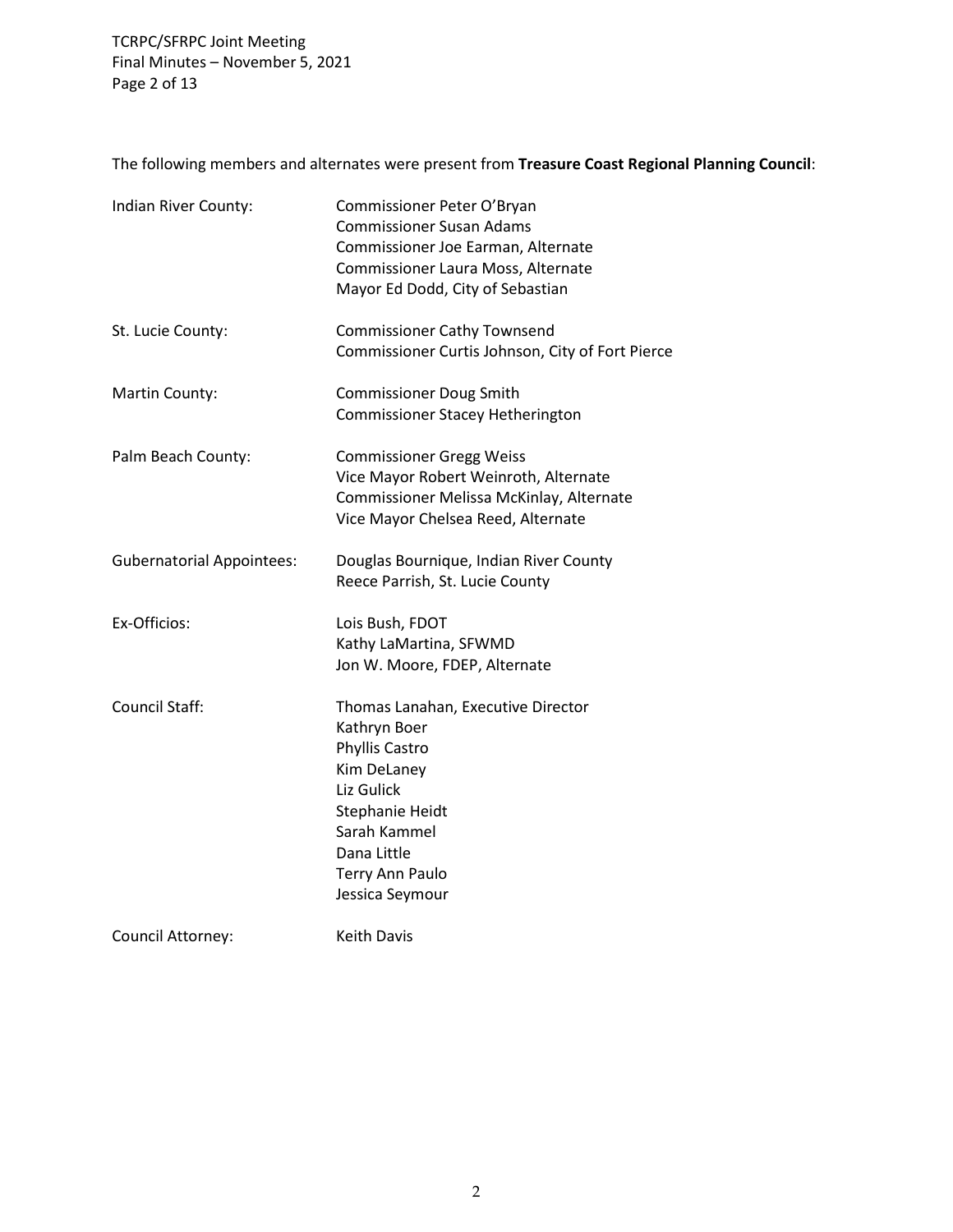The following members and alternates were present from **Treasure Coast Regional Planning Council**:

| | |
|---|---|
| Indian River County: | Commissioner Peter O'Bryan<br>Commissioner Susan Adams<br>Commissioner Joe Earman, Alternate<br>Commissioner Laura Moss, Alternate<br>Mayor Ed Dodd, City of Sebastian |
| St. Lucie County: | Commissioner Cathy Townsend<br>Commissioner Curtis Johnson, City of Fort Pierce |
| Martin County: | Commissioner Doug Smith<br>Commissioner Stacey Hetherington |
| Palm Beach County: | Commissioner Gregg Weiss<br>Vice Mayor Robert Weinroth, Alternate<br>Commissioner Melissa McKinlay, Alternate<br>Vice Mayor Chelsea Reed, Alternate |
| Gubernatorial Appointees: | Douglas Bournique, Indian River County<br>Reece Parrish, St. Lucie County |
| Ex-Officios: | Lois Bush, FDOT<br>Kathy LaMartina, SFWMD<br>Jon W. Moore, FDEP, Alternate |
| Council Staff: | Thomas Lanahan, Executive Director<br>Kathryn Boer<br>Phyllis Castro<br>Kim DeLaney<br>Liz Gulick<br>Stephanie Heidt<br>Sarah Kammel<br>Dana Little<br>Terry Ann Paulo<br>Jessica Seymour |
| Council Attorney: | Keith Davis |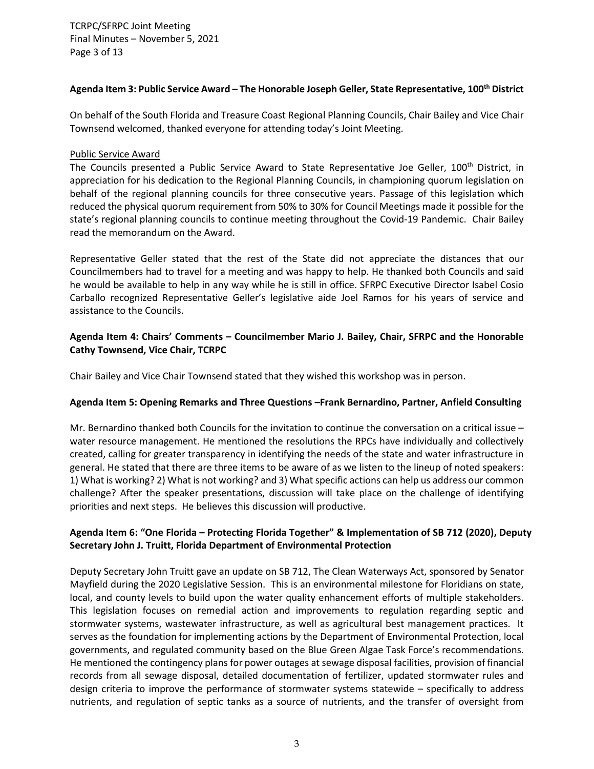### Agenda Item 3: Public Service Award – The Honorable Joseph Geller, State Representative, 100th District

On behalf of the South Florida and Treasure Coast Regional Planning Councils, Chair Bailey and Vice Chair Townsend welcomed, thanked everyone for attending today's Joint Meeting.

Public Service Award

The Councils presented a Public Service Award to State Representative Joe Geller, 100th District, in appreciation for his dedication to the Regional Planning Councils, in championing quorum legislation on behalf of the regional planning councils for three consecutive years. Passage of this legislation which reduced the physical quorum requirement from 50% to 30% for Council Meetings made it possible for the state's regional planning councils to continue meeting throughout the Covid-19 Pandemic. Chair Bailey read the memorandum on the Award.

Representative Geller stated that the rest of the State did not appreciate the distances that our Councilmembers had to travel for a meeting and was happy to help. He thanked both Councils and said he would be available to help in any way while he is still in office. SFRPC Executive Director Isabel Cosio Carballo recognized Representative Geller's legislative aide Joel Ramos for his years of service and assistance to the Councils.

### Agenda Item 4: Chairs' Comments – Councilmember Mario J. Bailey, Chair, SFRPC and the Honorable Cathy Townsend, Vice Chair, TCRPC

Chair Bailey and Vice Chair Townsend stated that they wished this workshop was in person.

### Agenda Item 5: Opening Remarks and Three Questions –Frank Bernardino, Partner, Anfield Consulting

Mr. Bernardino thanked both Councils for the invitation to continue the conversation on a critical issue – water resource management. He mentioned the resolutions the RPCs have individually and collectively created, calling for greater transparency in identifying the needs of the state and water infrastructure in general. He stated that there are three items to be aware of as we listen to the lineup of noted speakers: 1) What is working? 2) What is not working? and 3) What specific actions can help us address our common challenge? After the speaker presentations, discussion will take place on the challenge of identifying priorities and next steps. He believes this discussion will productive.

### Agenda Item 6: "One Florida – Protecting Florida Together" & Implementation of SB 712 (2020), Deputy Secretary John J. Truitt, Florida Department of Environmental Protection

Deputy Secretary John Truitt gave an update on SB 712, The Clean Waterways Act, sponsored by Senator Mayfield during the 2020 Legislative Session. This is an environmental milestone for Floridians on state, local, and county levels to build upon the water quality enhancement efforts of multiple stakeholders. This legislation focuses on remedial action and improvements to regulation regarding septic and stormwater systems, wastewater infrastructure, as well as agricultural best management practices. It serves as the foundation for implementing actions by the Department of Environmental Protection, local governments, and regulated community based on the Blue Green Algae Task Force's recommendations. He mentioned the contingency plans for power outages at sewage disposal facilities, provision of financial records from all sewage disposal, detailed documentation of fertilizer, updated stormwater rules and design criteria to improve the performance of stormwater systems statewide – specifically to address nutrients, and regulation of septic tanks as a source of nutrients, and the transfer of oversight from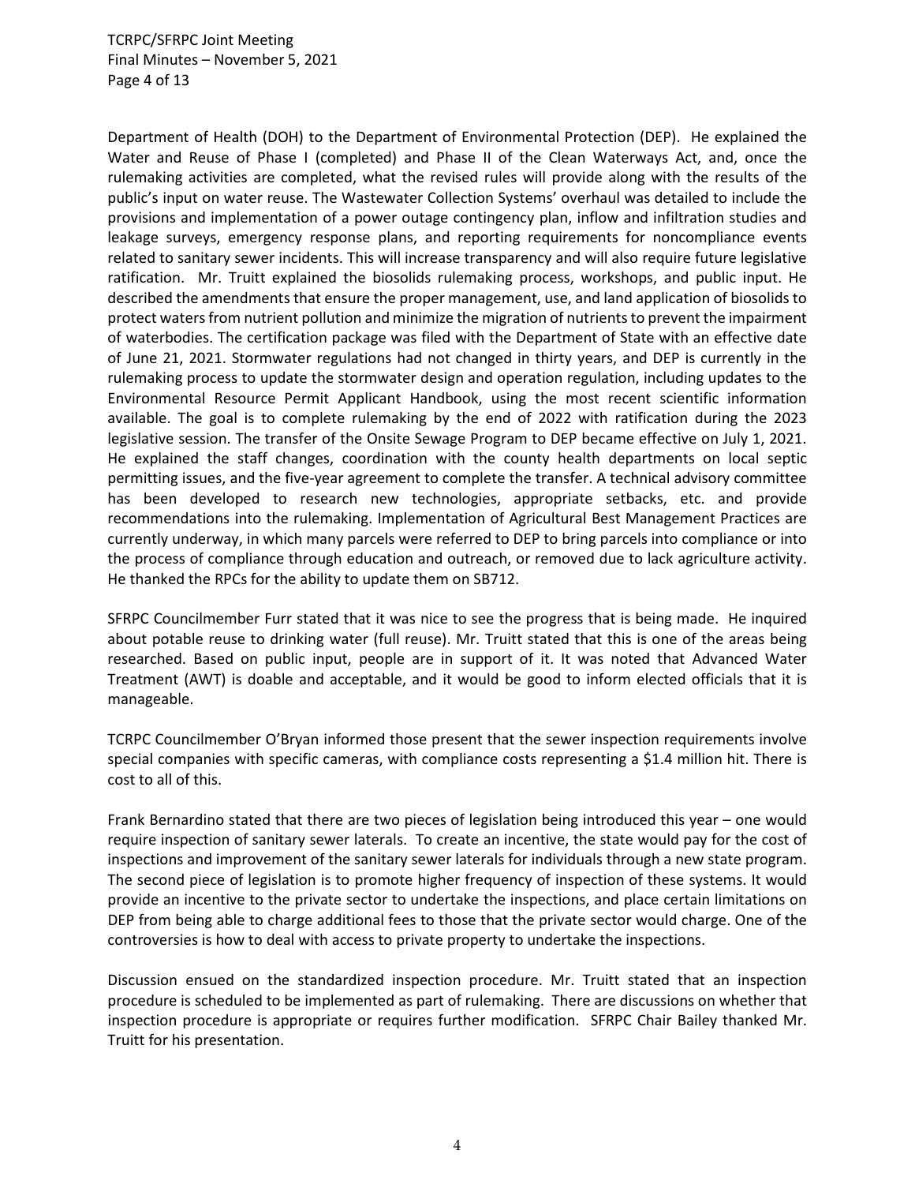Department of Health (DOH) to the Department of Environmental Protection (DEP). He explained the Water and Reuse of Phase I (completed) and Phase II of the Clean Waterways Act, and, once the rulemaking activities are completed, what the revised rules will provide along with the results of the public's input on water reuse. The Wastewater Collection Systems' overhaul was detailed to include the provisions and implementation of a power outage contingency plan, inflow and infiltration studies and leakage surveys, emergency response plans, and reporting requirements for noncompliance events related to sanitary sewer incidents. This will increase transparency and will also require future legislative ratification. Mr. Truitt explained the biosolids rulemaking process, workshops, and public input. He described the amendments that ensure the proper management, use, and land application of biosolids to protect waters from nutrient pollution and minimize the migration of nutrients to prevent the impairment of waterbodies. The certification package was filed with the Department of State with an effective date of June 21, 2021. Stormwater regulations had not changed in thirty years, and DEP is currently in the rulemaking process to update the stormwater design and operation regulation, including updates to the Environmental Resource Permit Applicant Handbook, using the most recent scientific information available. The goal is to complete rulemaking by the end of 2022 with ratification during the 2023 legislative session. The transfer of the Onsite Sewage Program to DEP became effective on July 1, 2021. He explained the staff changes, coordination with the county health departments on local septic permitting issues, and the five-year agreement to complete the transfer. A technical advisory committee has been developed to research new technologies, appropriate setbacks, etc. and provide recommendations into the rulemaking. Implementation of Agricultural Best Management Practices are currently underway, in which many parcels were referred to DEP to bring parcels into compliance or into the process of compliance through education and outreach, or removed due to lack agriculture activity. He thanked the RPCs for the ability to update them on SB712.

SFRPC Councilmember Furr stated that it was nice to see the progress that is being made. He inquired about potable reuse to drinking water (full reuse). Mr. Truitt stated that this is one of the areas being researched. Based on public input, people are in support of it. It was noted that Advanced Water Treatment (AWT) is doable and acceptable, and it would be good to inform elected officials that it is manageable.

TCRPC Councilmember O'Bryan informed those present that the sewer inspection requirements involve special companies with specific cameras, with compliance costs representing a $1.4 million hit. There is cost to all of this.

Frank Bernardino stated that there are two pieces of legislation being introduced this year – one would require inspection of sanitary sewer laterals. To create an incentive, the state would pay for the cost of inspections and improvement of the sanitary sewer laterals for individuals through a new state program. The second piece of legislation is to promote higher frequency of inspection of these systems. It would provide an incentive to the private sector to undertake the inspections, and place certain limitations on DEP from being able to charge additional fees to those that the private sector would charge. One of the controversies is how to deal with access to private property to undertake the inspections.

Discussion ensued on the standardized inspection procedure. Mr. Truitt stated that an inspection procedure is scheduled to be implemented as part of rulemaking. There are discussions on whether that inspection procedure is appropriate or requires further modification. SFRPC Chair Bailey thanked Mr. Truitt for his presentation.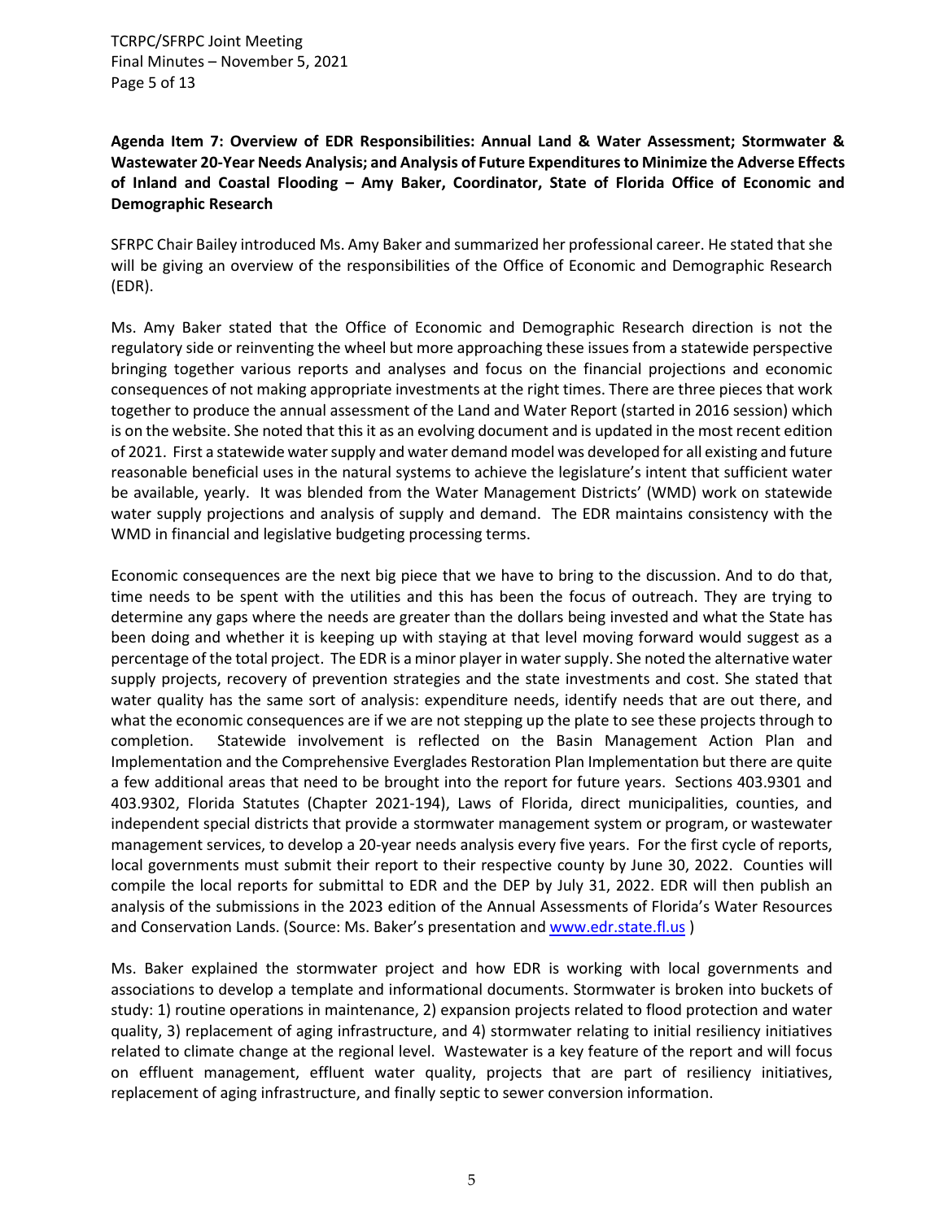**Agenda Item 7: Overview of EDR Responsibilities: Annual Land & Water Assessment; Stormwater & Wastewater 20-Year Needs Analysis; and Analysis of Future Expenditures to Minimize the Adverse Effects of Inland and Coastal Flooding – Amy Baker, Coordinator, State of Florida Office of Economic and Demographic Research**

SFRPC Chair Bailey introduced Ms. Amy Baker and summarized her professional career. He stated that she will be giving an overview of the responsibilities of the Office of Economic and Demographic Research (EDR).

Ms. Amy Baker stated that the Office of Economic and Demographic Research direction is not the regulatory side or reinventing the wheel but more approaching these issues from a statewide perspective bringing together various reports and analyses and focus on the financial projections and economic consequences of not making appropriate investments at the right times. There are three pieces that work together to produce the annual assessment of the Land and Water Report (started in 2016 session) which is on the website. She noted that this it as an evolving document and is updated in the most recent edition of 2021. First a statewide water supply and water demand model was developed for all existing and future reasonable beneficial uses in the natural systems to achieve the legislature's intent that sufficient water be available, yearly. It was blended from the Water Management Districts' (WMD) work on statewide water supply projections and analysis of supply and demand. The EDR maintains consistency with the WMD in financial and legislative budgeting processing terms.

Economic consequences are the next big piece that we have to bring to the discussion. And to do that, time needs to be spent with the utilities and this has been the focus of outreach. They are trying to determine any gaps where the needs are greater than the dollars being invested and what the State has been doing and whether it is keeping up with staying at that level moving forward would suggest as a percentage of the total project. The EDR is a minor player in water supply. She noted the alternative water supply projects, recovery of prevention strategies and the state investments and cost. She stated that water quality has the same sort of analysis: expenditure needs, identify needs that are out there, and what the economic consequences are if we are not stepping up the plate to see these projects through to completion. Statewide involvement is reflected on the Basin Management Action Plan and Implementation and the Comprehensive Everglades Restoration Plan Implementation but there are quite a few additional areas that need to be brought into the report for future years. Sections 403.9301 and 403.9302, Florida Statutes (Chapter 2021-194), Laws of Florida, direct municipalities, counties, and independent special districts that provide a stormwater management system or program, or wastewater management services, to develop a 20-year needs analysis every five years. For the first cycle of reports, local governments must submit their report to their respective county by June 30, 2022. Counties will compile the local reports for submittal to EDR and the DEP by July 31, 2022. EDR will then publish an analysis of the submissions in the 2023 edition of the Annual Assessments of Florida's Water Resources and Conservation Lands. (Source: Ms. Baker's presentation and www.edr.state.fl.us )

Ms. Baker explained the stormwater project and how EDR is working with local governments and associations to develop a template and informational documents. Stormwater is broken into buckets of study: 1) routine operations in maintenance, 2) expansion projects related to flood protection and water quality, 3) replacement of aging infrastructure, and 4) stormwater relating to initial resiliency initiatives related to climate change at the regional level. Wastewater is a key feature of the report and will focus on effluent management, effluent water quality, projects that are part of resiliency initiatives, replacement of aging infrastructure, and finally septic to sewer conversion information.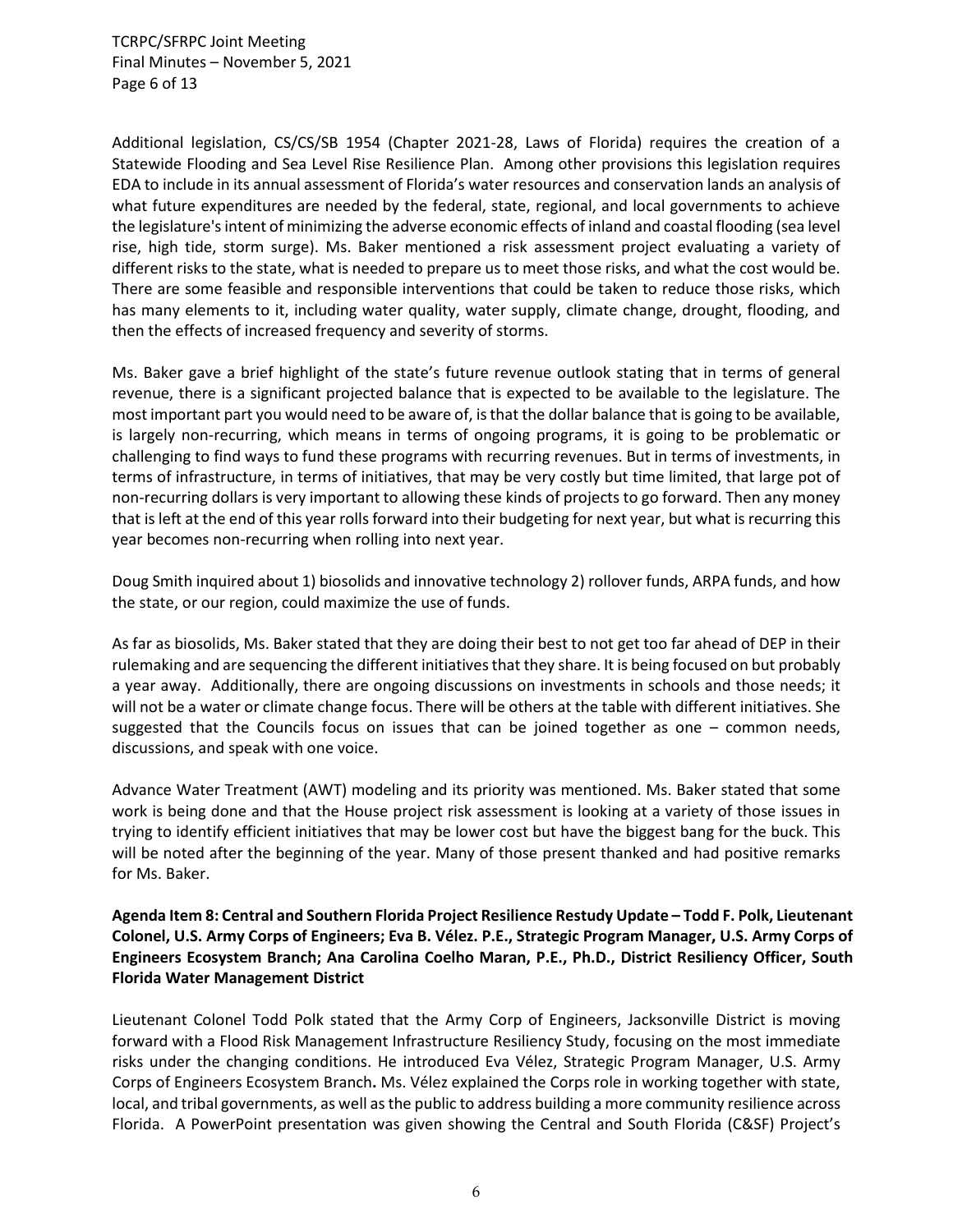Additional legislation, CS/CS/SB 1954 (Chapter 2021-28, Laws of Florida) requires the creation of a Statewide Flooding and Sea Level Rise Resilience Plan. Among other provisions this legislation requires EDA to include in its annual assessment of Florida's water resources and conservation lands an analysis of what future expenditures are needed by the federal, state, regional, and local governments to achieve the legislature's intent of minimizing the adverse economic effects of inland and coastal flooding (sea level rise, high tide, storm surge). Ms. Baker mentioned a risk assessment project evaluating a variety of different risks to the state, what is needed to prepare us to meet those risks, and what the cost would be. There are some feasible and responsible interventions that could be taken to reduce those risks, which has many elements to it, including water quality, water supply, climate change, drought, flooding, and then the effects of increased frequency and severity of storms.

Ms. Baker gave a brief highlight of the state's future revenue outlook stating that in terms of general revenue, there is a significant projected balance that is expected to be available to the legislature. The most important part you would need to be aware of, is that the dollar balance that is going to be available, is largely non-recurring, which means in terms of ongoing programs, it is going to be problematic or challenging to find ways to fund these programs with recurring revenues. But in terms of investments, in terms of infrastructure, in terms of initiatives, that may be very costly but time limited, that large pot of non-recurring dollars is very important to allowing these kinds of projects to go forward. Then any money that is left at the end of this year rolls forward into their budgeting for next year, but what is recurring this year becomes non-recurring when rolling into next year.

Doug Smith inquired about 1) biosolids and innovative technology 2) rollover funds, ARPA funds, and how the state, or our region, could maximize the use of funds.

As far as biosolids, Ms. Baker stated that they are doing their best to not get too far ahead of DEP in their rulemaking and are sequencing the different initiatives that they share. It is being focused on but probably a year away. Additionally, there are ongoing discussions on investments in schools and those needs; it will not be a water or climate change focus. There will be others at the table with different initiatives. She suggested that the Councils focus on issues that can be joined together as one – common needs, discussions, and speak with one voice.

Advance Water Treatment (AWT) modeling and its priority was mentioned. Ms. Baker stated that some work is being done and that the House project risk assessment is looking at a variety of those issues in trying to identify efficient initiatives that may be lower cost but have the biggest bang for the buck. This will be noted after the beginning of the year. Many of those present thanked and had positive remarks for Ms. Baker.

**Agenda Item 8: Central and Southern Florida Project Resilience Restudy Update – Todd F. Polk, Lieutenant Colonel, U.S. Army Corps of Engineers; Eva B. Vélez. P.E., Strategic Program Manager, U.S. Army Corps of Engineers Ecosystem Branch; Ana Carolina Coelho Maran, P.E., Ph.D., District Resiliency Officer, South Florida Water Management District**

Lieutenant Colonel Todd Polk stated that the Army Corp of Engineers, Jacksonville District is moving forward with a Flood Risk Management Infrastructure Resiliency Study, focusing on the most immediate risks under the changing conditions. He introduced Eva Vélez, Strategic Program Manager, U.S. Army Corps of Engineers Ecosystem Branch**.** Ms. Vélez explained the Corps role in working together with state, local, and tribal governments, as well as the public to address building a more community resilience across Florida. A PowerPoint presentation was given showing the Central and South Florida (C&SF) Project's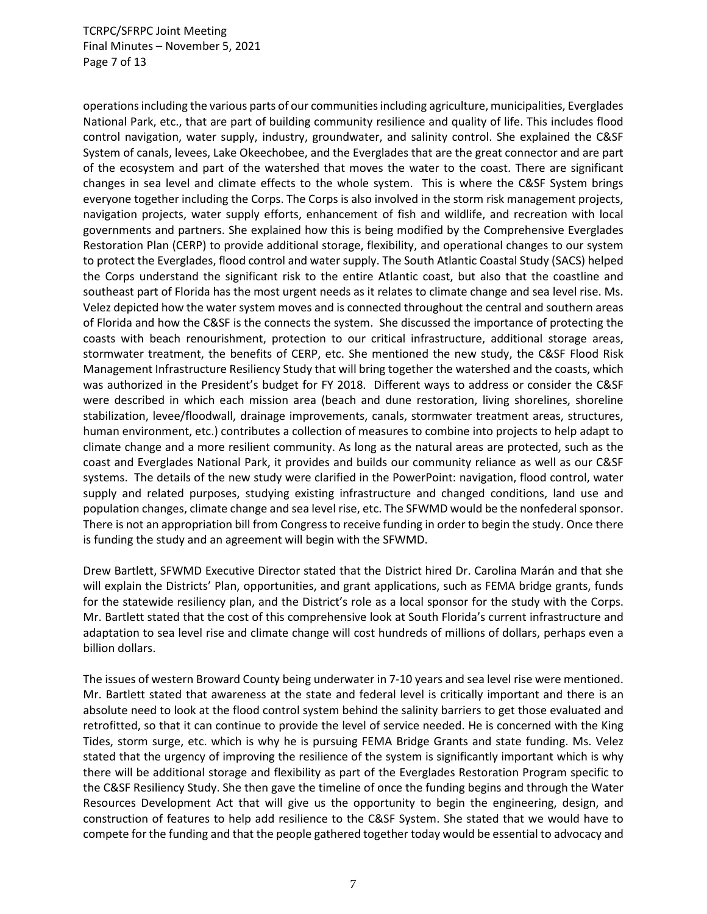operations including the various parts of our communities including agriculture, municipalities, Everglades National Park, etc., that are part of building community resilience and quality of life. This includes flood control navigation, water supply, industry, groundwater, and salinity control. She explained the C&SF System of canals, levees, Lake Okeechobee, and the Everglades that are the great connector and are part of the ecosystem and part of the watershed that moves the water to the coast. There are significant changes in sea level and climate effects to the whole system. This is where the C&SF System brings everyone together including the Corps. The Corps is also involved in the storm risk management projects, navigation projects, water supply efforts, enhancement of fish and wildlife, and recreation with local governments and partners. She explained how this is being modified by the Comprehensive Everglades Restoration Plan (CERP) to provide additional storage, flexibility, and operational changes to our system to protect the Everglades, flood control and water supply. The South Atlantic Coastal Study (SACS) helped the Corps understand the significant risk to the entire Atlantic coast, but also that the coastline and southeast part of Florida has the most urgent needs as it relates to climate change and sea level rise. Ms. Velez depicted how the water system moves and is connected throughout the central and southern areas of Florida and how the C&SF is the connects the system. She discussed the importance of protecting the coasts with beach renourishment, protection to our critical infrastructure, additional storage areas, stormwater treatment, the benefits of CERP, etc. She mentioned the new study, the C&SF Flood Risk Management Infrastructure Resiliency Study that will bring together the watershed and the coasts, which was authorized in the President's budget for FY 2018. Different ways to address or consider the C&SF were described in which each mission area (beach and dune restoration, living shorelines, shoreline stabilization, levee/floodwall, drainage improvements, canals, stormwater treatment areas, structures, human environment, etc.) contributes a collection of measures to combine into projects to help adapt to climate change and a more resilient community. As long as the natural areas are protected, such as the coast and Everglades National Park, it provides and builds our community reliance as well as our C&SF systems. The details of the new study were clarified in the PowerPoint: navigation, flood control, water supply and related purposes, studying existing infrastructure and changed conditions, land use and population changes, climate change and sea level rise, etc. The SFWMD would be the nonfederal sponsor. There is not an appropriation bill from Congress to receive funding in order to begin the study. Once there is funding the study and an agreement will begin with the SFWMD.

Drew Bartlett, SFWMD Executive Director stated that the District hired Dr. Carolina Marán and that she will explain the Districts' Plan, opportunities, and grant applications, such as FEMA bridge grants, funds for the statewide resiliency plan, and the District's role as a local sponsor for the study with the Corps. Mr. Bartlett stated that the cost of this comprehensive look at South Florida's current infrastructure and adaptation to sea level rise and climate change will cost hundreds of millions of dollars, perhaps even a billion dollars.

The issues of western Broward County being underwater in 7-10 years and sea level rise were mentioned. Mr. Bartlett stated that awareness at the state and federal level is critically important and there is an absolute need to look at the flood control system behind the salinity barriers to get those evaluated and retrofitted, so that it can continue to provide the level of service needed. He is concerned with the King Tides, storm surge, etc. which is why he is pursuing FEMA Bridge Grants and state funding. Ms. Velez stated that the urgency of improving the resilience of the system is significantly important which is why there will be additional storage and flexibility as part of the Everglades Restoration Program specific to the C&SF Resiliency Study. She then gave the timeline of once the funding begins and through the Water Resources Development Act that will give us the opportunity to begin the engineering, design, and construction of features to help add resilience to the C&SF System. She stated that we would have to compete for the funding and that the people gathered together today would be essential to advocacy and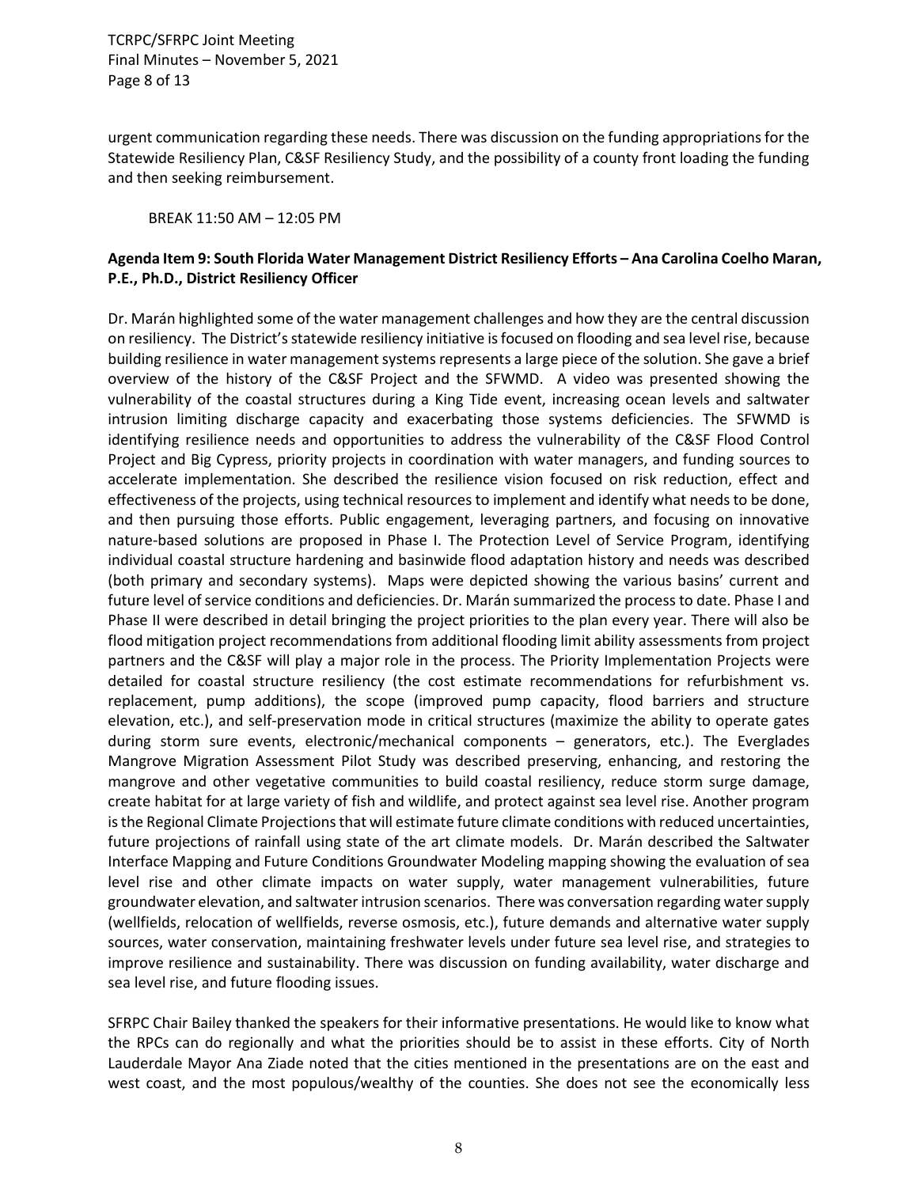urgent communication regarding these needs. There was discussion on the funding appropriations for the Statewide Resiliency Plan, C&SF Resiliency Study, and the possibility of a county front loading the funding and then seeking reimbursement.

BREAK 11:50 AM – 12:05 PM

**Agenda Item 9: South Florida Water Management District Resiliency Efforts – Ana Carolina Coelho Maran, P.E., Ph.D., District Resiliency Officer**

Dr. Marán highlighted some of the water management challenges and how they are the central discussion on resiliency. The District's statewide resiliency initiative is focused on flooding and sea level rise, because building resilience in water management systems represents a large piece of the solution. She gave a brief overview of the history of the C&SF Project and the SFWMD. A video was presented showing the vulnerability of the coastal structures during a King Tide event, increasing ocean levels and saltwater intrusion limiting discharge capacity and exacerbating those systems deficiencies. The SFWMD is identifying resilience needs and opportunities to address the vulnerability of the C&SF Flood Control Project and Big Cypress, priority projects in coordination with water managers, and funding sources to accelerate implementation. She described the resilience vision focused on risk reduction, effect and effectiveness of the projects, using technical resources to implement and identify what needs to be done, and then pursuing those efforts. Public engagement, leveraging partners, and focusing on innovative nature-based solutions are proposed in Phase I. The Protection Level of Service Program, identifying individual coastal structure hardening and basinwide flood adaptation history and needs was described (both primary and secondary systems). Maps were depicted showing the various basins' current and future level of service conditions and deficiencies. Dr. Marán summarized the process to date. Phase I and Phase II were described in detail bringing the project priorities to the plan every year. There will also be flood mitigation project recommendations from additional flooding limit ability assessments from project partners and the C&SF will play a major role in the process. The Priority Implementation Projects were detailed for coastal structure resiliency (the cost estimate recommendations for refurbishment vs. replacement, pump additions), the scope (improved pump capacity, flood barriers and structure elevation, etc.), and self-preservation mode in critical structures (maximize the ability to operate gates during storm sure events, electronic/mechanical components – generators, etc.). The Everglades Mangrove Migration Assessment Pilot Study was described preserving, enhancing, and restoring the mangrove and other vegetative communities to build coastal resiliency, reduce storm surge damage, create habitat for at large variety of fish and wildlife, and protect against sea level rise. Another program is the Regional Climate Projections that will estimate future climate conditions with reduced uncertainties, future projections of rainfall using state of the art climate models. Dr. Marán described the Saltwater Interface Mapping and Future Conditions Groundwater Modeling mapping showing the evaluation of sea level rise and other climate impacts on water supply, water management vulnerabilities, future groundwater elevation, and saltwater intrusion scenarios. There was conversation regarding water supply (wellfields, relocation of wellfields, reverse osmosis, etc.), future demands and alternative water supply sources, water conservation, maintaining freshwater levels under future sea level rise, and strategies to improve resilience and sustainability. There was discussion on funding availability, water discharge and sea level rise, and future flooding issues.

SFRPC Chair Bailey thanked the speakers for their informative presentations. He would like to know what the RPCs can do regionally and what the priorities should be to assist in these efforts. City of North Lauderdale Mayor Ana Ziade noted that the cities mentioned in the presentations are on the east and west coast, and the most populous/wealthy of the counties. She does not see the economically less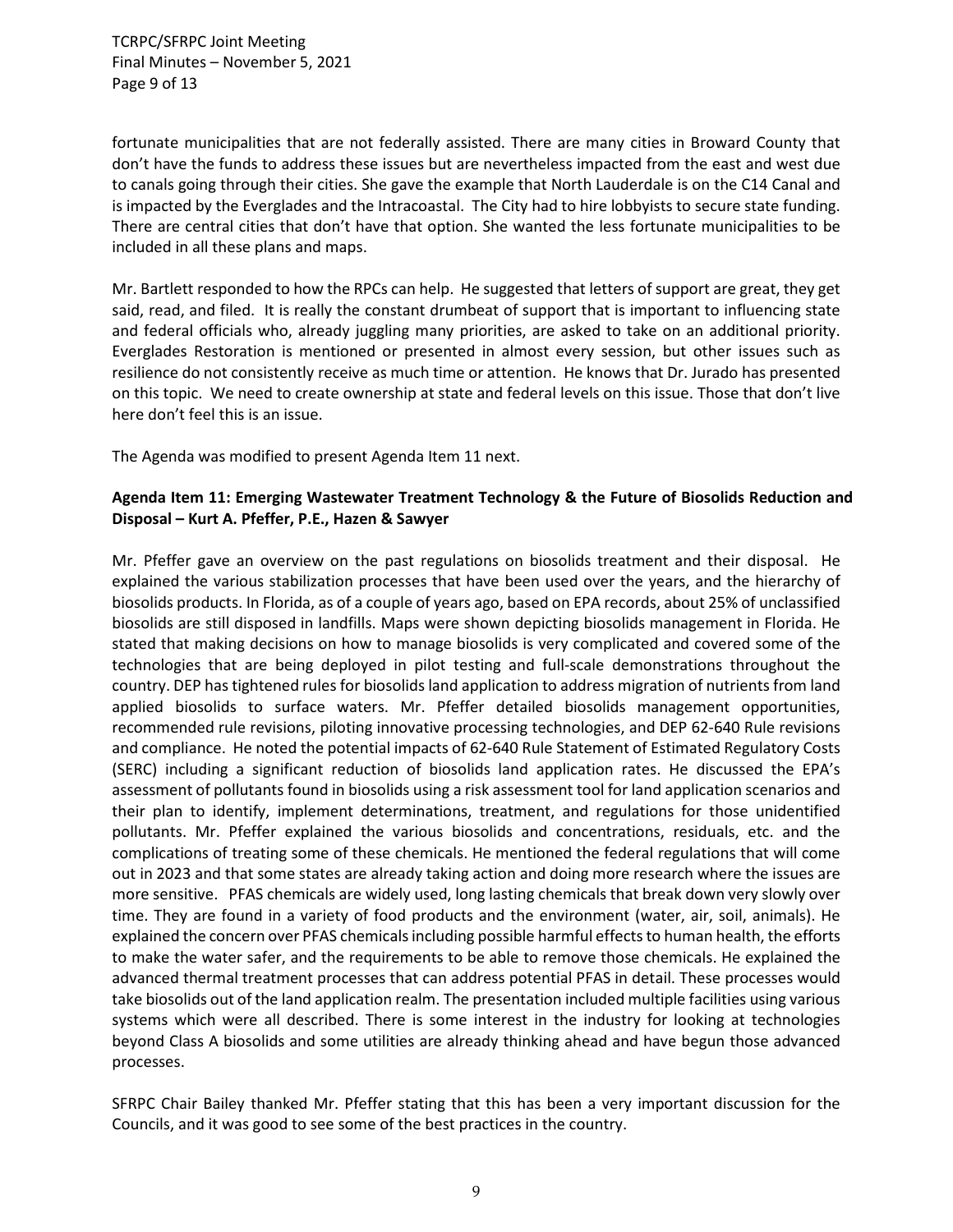fortunate municipalities that are not federally assisted. There are many cities in Broward County that don't have the funds to address these issues but are nevertheless impacted from the east and west due to canals going through their cities. She gave the example that North Lauderdale is on the C14 Canal and is impacted by the Everglades and the Intracoastal. The City had to hire lobbyists to secure state funding. There are central cities that don't have that option. She wanted the less fortunate municipalities to be included in all these plans and maps.

Mr. Bartlett responded to how the RPCs can help. He suggested that letters of support are great, they get said, read, and filed. It is really the constant drumbeat of support that is important to influencing state and federal officials who, already juggling many priorities, are asked to take on an additional priority. Everglades Restoration is mentioned or presented in almost every session, but other issues such as resilience do not consistently receive as much time or attention. He knows that Dr. Jurado has presented on this topic. We need to create ownership at state and federal levels on this issue. Those that don't live here don't feel this is an issue.

The Agenda was modified to present Agenda Item 11 next.

**Agenda Item 11: Emerging Wastewater Treatment Technology & the Future of Biosolids Reduction and Disposal – Kurt A. Pfeffer, P.E., Hazen & Sawyer**

Mr. Pfeffer gave an overview on the past regulations on biosolids treatment and their disposal. He explained the various stabilization processes that have been used over the years, and the hierarchy of biosolids products. In Florida, as of a couple of years ago, based on EPA records, about 25% of unclassified biosolids are still disposed in landfills. Maps were shown depicting biosolids management in Florida. He stated that making decisions on how to manage biosolids is very complicated and covered some of the technologies that are being deployed in pilot testing and full-scale demonstrations throughout the country. DEP has tightened rules for biosolids land application to address migration of nutrients from land applied biosolids to surface waters. Mr. Pfeffer detailed biosolids management opportunities, recommended rule revisions, piloting innovative processing technologies, and DEP 62-640 Rule revisions and compliance. He noted the potential impacts of 62-640 Rule Statement of Estimated Regulatory Costs (SERC) including a significant reduction of biosolids land application rates. He discussed the EPA's assessment of pollutants found in biosolids using a risk assessment tool for land application scenarios and their plan to identify, implement determinations, treatment, and regulations for those unidentified pollutants. Mr. Pfeffer explained the various biosolids and concentrations, residuals, etc. and the complications of treating some of these chemicals. He mentioned the federal regulations that will come out in 2023 and that some states are already taking action and doing more research where the issues are more sensitive. PFAS chemicals are widely used, long lasting chemicals that break down very slowly over time. They are found in a variety of food products and the environment (water, air, soil, animals). He explained the concern over PFAS chemicals including possible harmful effects to human health, the efforts to make the water safer, and the requirements to be able to remove those chemicals. He explained the advanced thermal treatment processes that can address potential PFAS in detail. These processes would take biosolids out of the land application realm. The presentation included multiple facilities using various systems which were all described. There is some interest in the industry for looking at technologies beyond Class A biosolids and some utilities are already thinking ahead and have begun those advanced processes.

SFRPC Chair Bailey thanked Mr. Pfeffer stating that this has been a very important discussion for the Councils, and it was good to see some of the best practices in the country.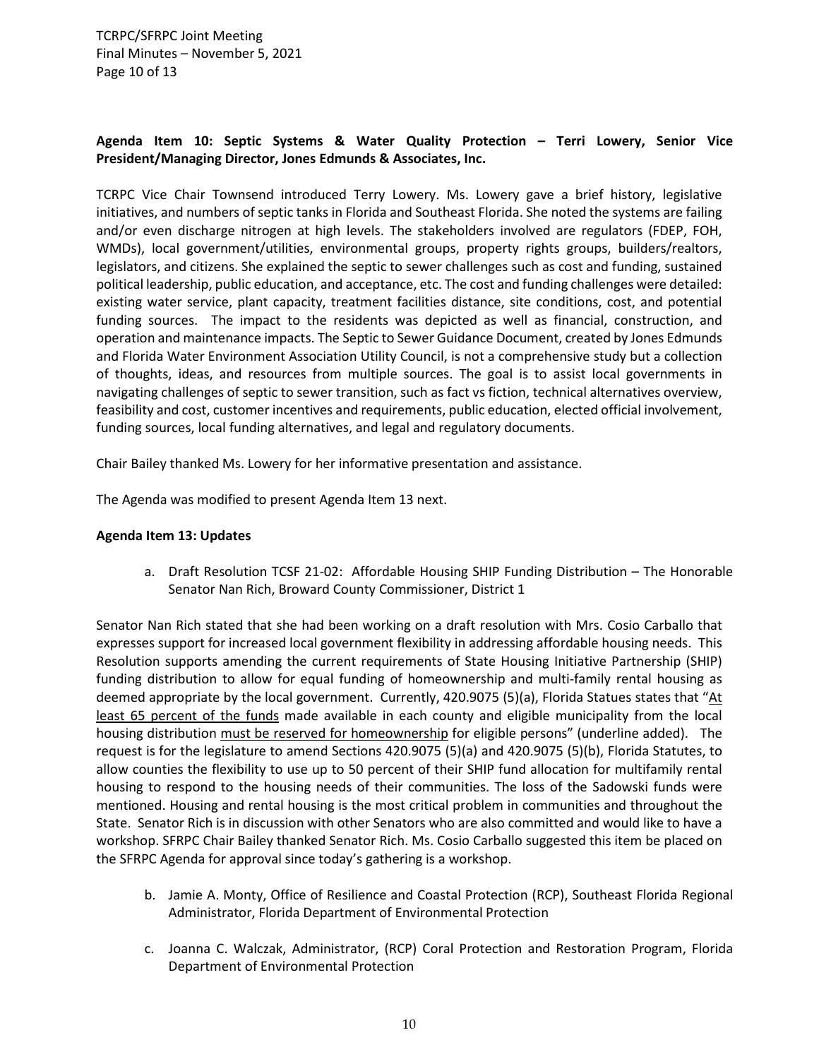**Agenda Item 10: Septic Systems & Water Quality Protection – Terri Lowery, Senior Vice President/Managing Director, Jones Edmunds & Associates, Inc.**

TCRPC Vice Chair Townsend introduced Terry Lowery. Ms. Lowery gave a brief history, legislative initiatives, and numbers of septic tanks in Florida and Southeast Florida. She noted the systems are failing and/or even discharge nitrogen at high levels. The stakeholders involved are regulators (FDEP, FOH, WMDs), local government/utilities, environmental groups, property rights groups, builders/realtors, legislators, and citizens. She explained the septic to sewer challenges such as cost and funding, sustained political leadership, public education, and acceptance, etc. The cost and funding challenges were detailed: existing water service, plant capacity, treatment facilities distance, site conditions, cost, and potential funding sources. The impact to the residents was depicted as well as financial, construction, and operation and maintenance impacts. The Septic to Sewer Guidance Document, created by Jones Edmunds and Florida Water Environment Association Utility Council, is not a comprehensive study but a collection of thoughts, ideas, and resources from multiple sources. The goal is to assist local governments in navigating challenges of septic to sewer transition, such as fact vs fiction, technical alternatives overview, feasibility and cost, customer incentives and requirements, public education, elected official involvement, funding sources, local funding alternatives, and legal and regulatory documents.

Chair Bailey thanked Ms. Lowery for her informative presentation and assistance.

The Agenda was modified to present Agenda Item 13 next.

**Agenda Item 13: Updates**

a. Draft Resolution TCSF 21-02: Affordable Housing SHIP Funding Distribution – The Honorable Senator Nan Rich, Broward County Commissioner, District 1

Senator Nan Rich stated that she had been working on a draft resolution with Mrs. Cosio Carballo that expresses support for increased local government flexibility in addressing affordable housing needs. This Resolution supports amending the current requirements of State Housing Initiative Partnership (SHIP) funding distribution to allow for equal funding of homeownership and multi-family rental housing as deemed appropriate by the local government. Currently, 420.9075 (5)(a), Florida Statues states that "<u>At least 65 percent of the funds</u> made available in each county and eligible municipality from the local housing distribution <u>must be reserved for homeownership</u> for eligible persons" (underline added). The request is for the legislature to amend Sections 420.9075 (5)(a) and 420.9075 (5)(b), Florida Statutes, to allow counties the flexibility to use up to 50 percent of their SHIP fund allocation for multifamily rental housing to respond to the housing needs of their communities. The loss of the Sadowski funds were mentioned. Housing and rental housing is the most critical problem in communities and throughout the State. Senator Rich is in discussion with other Senators who are also committed and would like to have a workshop. SFRPC Chair Bailey thanked Senator Rich. Ms. Cosio Carballo suggested this item be placed on the SFRPC Agenda for approval since today's gathering is a workshop.

b. Jamie A. Monty, Office of Resilience and Coastal Protection (RCP), Southeast Florida Regional Administrator, Florida Department of Environmental Protection

c. Joanna C. Walczak, Administrator, (RCP) Coral Protection and Restoration Program, Florida Department of Environmental Protection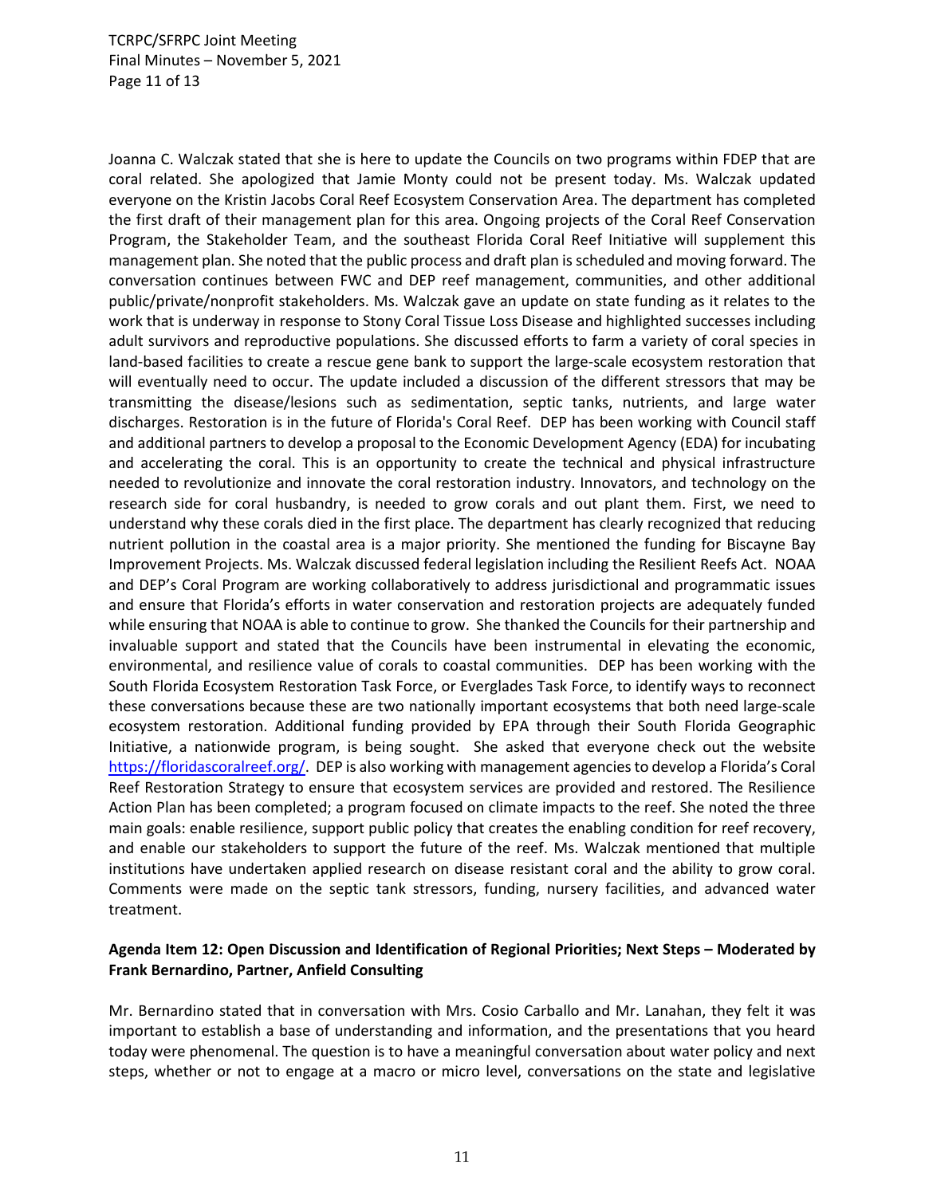Joanna C. Walczak stated that she is here to update the Councils on two programs within FDEP that are coral related. She apologized that Jamie Monty could not be present today. Ms. Walczak updated everyone on the Kristin Jacobs Coral Reef Ecosystem Conservation Area. The department has completed the first draft of their management plan for this area. Ongoing projects of the Coral Reef Conservation Program, the Stakeholder Team, and the southeast Florida Coral Reef Initiative will supplement this management plan. She noted that the public process and draft plan is scheduled and moving forward. The conversation continues between FWC and DEP reef management, communities, and other additional public/private/nonprofit stakeholders. Ms. Walczak gave an update on state funding as it relates to the work that is underway in response to Stony Coral Tissue Loss Disease and highlighted successes including adult survivors and reproductive populations. She discussed efforts to farm a variety of coral species in land-based facilities to create a rescue gene bank to support the large-scale ecosystem restoration that will eventually need to occur. The update included a discussion of the different stressors that may be transmitting the disease/lesions such as sedimentation, septic tanks, nutrients, and large water discharges. Restoration is in the future of Florida's Coral Reef. DEP has been working with Council staff and additional partners to develop a proposal to the Economic Development Agency (EDA) for incubating and accelerating the coral. This is an opportunity to create the technical and physical infrastructure needed to revolutionize and innovate the coral restoration industry. Innovators, and technology on the research side for coral husbandry, is needed to grow corals and out plant them. First, we need to understand why these corals died in the first place. The department has clearly recognized that reducing nutrient pollution in the coastal area is a major priority. She mentioned the funding for Biscayne Bay Improvement Projects. Ms. Walczak discussed federal legislation including the Resilient Reefs Act. NOAA and DEP's Coral Program are working collaboratively to address jurisdictional and programmatic issues and ensure that Florida's efforts in water conservation and restoration projects are adequately funded while ensuring that NOAA is able to continue to grow. She thanked the Councils for their partnership and invaluable support and stated that the Councils have been instrumental in elevating the economic, environmental, and resilience value of corals to coastal communities. DEP has been working with the South Florida Ecosystem Restoration Task Force, or Everglades Task Force, to identify ways to reconnect these conversations because these are two nationally important ecosystems that both need large-scale ecosystem restoration. Additional funding provided by EPA through their South Florida Geographic Initiative, a nationwide program, is being sought. She asked that everyone check out the website https://floridascoralreef.org/. DEP is also working with management agencies to develop a Florida's Coral Reef Restoration Strategy to ensure that ecosystem services are provided and restored. The Resilience Action Plan has been completed; a program focused on climate impacts to the reef. She noted the three main goals: enable resilience, support public policy that creates the enabling condition for reef recovery, and enable our stakeholders to support the future of the reef. Ms. Walczak mentioned that multiple institutions have undertaken applied research on disease resistant coral and the ability to grow coral. Comments were made on the septic tank stressors, funding, nursery facilities, and advanced water treatment.

**Agenda Item 12: Open Discussion and Identification of Regional Priorities; Next Steps – Moderated by Frank Bernardino, Partner, Anfield Consulting**

Mr. Bernardino stated that in conversation with Mrs. Cosio Carballo and Mr. Lanahan, they felt it was important to establish a base of understanding and information, and the presentations that you heard today were phenomenal. The question is to have a meaningful conversation about water policy and next steps, whether or not to engage at a macro or micro level, conversations on the state and legislative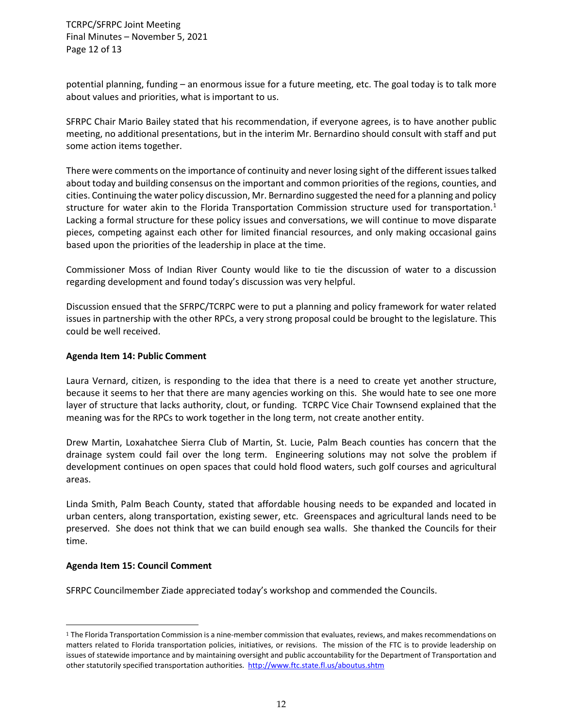potential planning, funding – an enormous issue for a future meeting, etc. The goal today is to talk more about values and priorities, what is important to us.

SFRPC Chair Mario Bailey stated that his recommendation, if everyone agrees, is to have another public meeting, no additional presentations, but in the interim Mr. Bernardino should consult with staff and put some action items together.

There were comments on the importance of continuity and never losing sight of the different issues talked about today and building consensus on the important and common priorities of the regions, counties, and cities. Continuing the water policy discussion, Mr. Bernardino suggested the need for a planning and policy structure for water akin to the Florida Transportation Commission structure used for transportation.[1] Lacking a formal structure for these policy issues and conversations, we will continue to move disparate pieces, competing against each other for limited financial resources, and only making occasional gains based upon the priorities of the leadership in place at the time.

Commissioner Moss of Indian River County would like to tie the discussion of water to a discussion regarding development and found today's discussion was very helpful.

Discussion ensued that the SFRPC/TCRPC were to put a planning and policy framework for water related issues in partnership with the other RPCs, a very strong proposal could be brought to the legislature. This could be well received.

**Agenda Item 14: Public Comment**

Laura Vernard, citizen, is responding to the idea that there is a need to create yet another structure, because it seems to her that there are many agencies working on this. She would hate to see one more layer of structure that lacks authority, clout, or funding. TCRPC Vice Chair Townsend explained that the meaning was for the RPCs to work together in the long term, not create another entity.

Drew Martin, Loxahatchee Sierra Club of Martin, St. Lucie, Palm Beach counties has concern that the drainage system could fail over the long term. Engineering solutions may not solve the problem if development continues on open spaces that could hold flood waters, such golf courses and agricultural areas.

Linda Smith, Palm Beach County, stated that affordable housing needs to be expanded and located in urban centers, along transportation, existing sewer, etc. Greenspaces and agricultural lands need to be preserved. She does not think that we can build enough sea walls. She thanked the Councils for their time.

**Agenda Item 15: Council Comment**

SFRPC Councilmember Ziade appreciated today's workshop and commended the Councils.

---

[1] The Florida Transportation Commission is a nine-member commission that evaluates, reviews, and makes recommendations on matters related to Florida transportation policies, initiatives, or revisions. The mission of the FTC is to provide leadership on issues of statewide importance and by maintaining oversight and public accountability for the Department of Transportation and other statutorily specified transportation authorities. http://www.ftc.state.fl.us/aboutus.shtm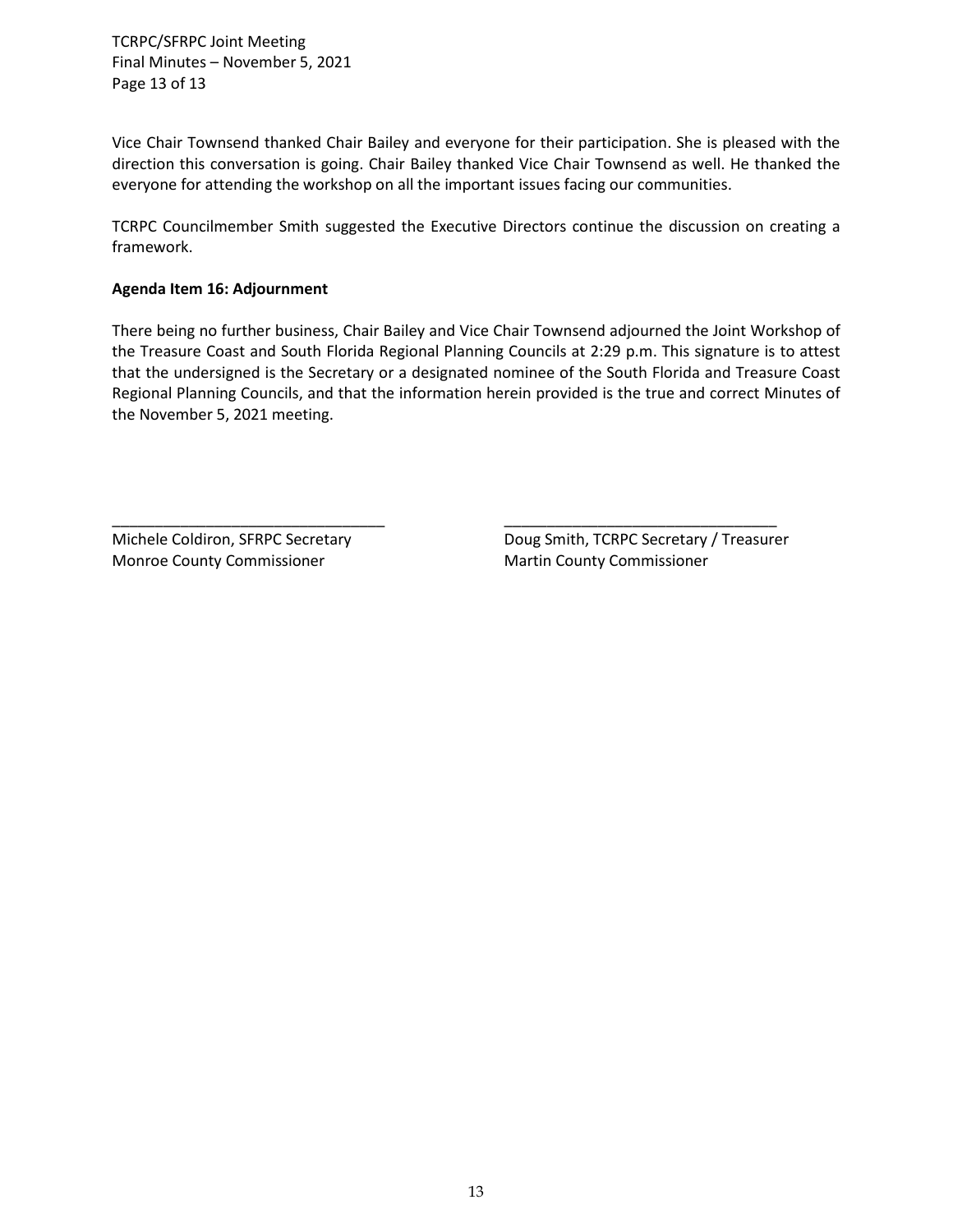Vice Chair Townsend thanked Chair Bailey and everyone for their participation. She is pleased with the direction this conversation is going. Chair Bailey thanked Vice Chair Townsend as well. He thanked the everyone for attending the workshop on all the important issues facing our communities.

TCRPC Councilmember Smith suggested the Executive Directors continue the discussion on creating a framework.

**Agenda Item 16: Adjournment**

There being no further business, Chair Bailey and Vice Chair Townsend adjourned the Joint Workshop of the Treasure Coast and South Florida Regional Planning Councils at 2:29 p.m. This signature is to attest that the undersigned is the Secretary or a designated nominee of the South Florida and Treasure Coast Regional Planning Councils, and that the information herein provided is the true and correct Minutes of the November 5, 2021 meeting.

\_\_\_\_\_\_\_\_\_\_\_\_\_\_\_\_\_\_\_\_\_\_\_\_\_\_\_\_\_\_\_\_
Michele Coldiron, SFRPC Secretary
Monroe County Commissioner

\_\_\_\_\_\_\_\_\_\_\_\_\_\_\_\_\_\_\_\_\_\_\_\_\_\_\_\_\_\_\_\_
Doug Smith, TCRPC Secretary / Treasurer
Martin County Commissioner